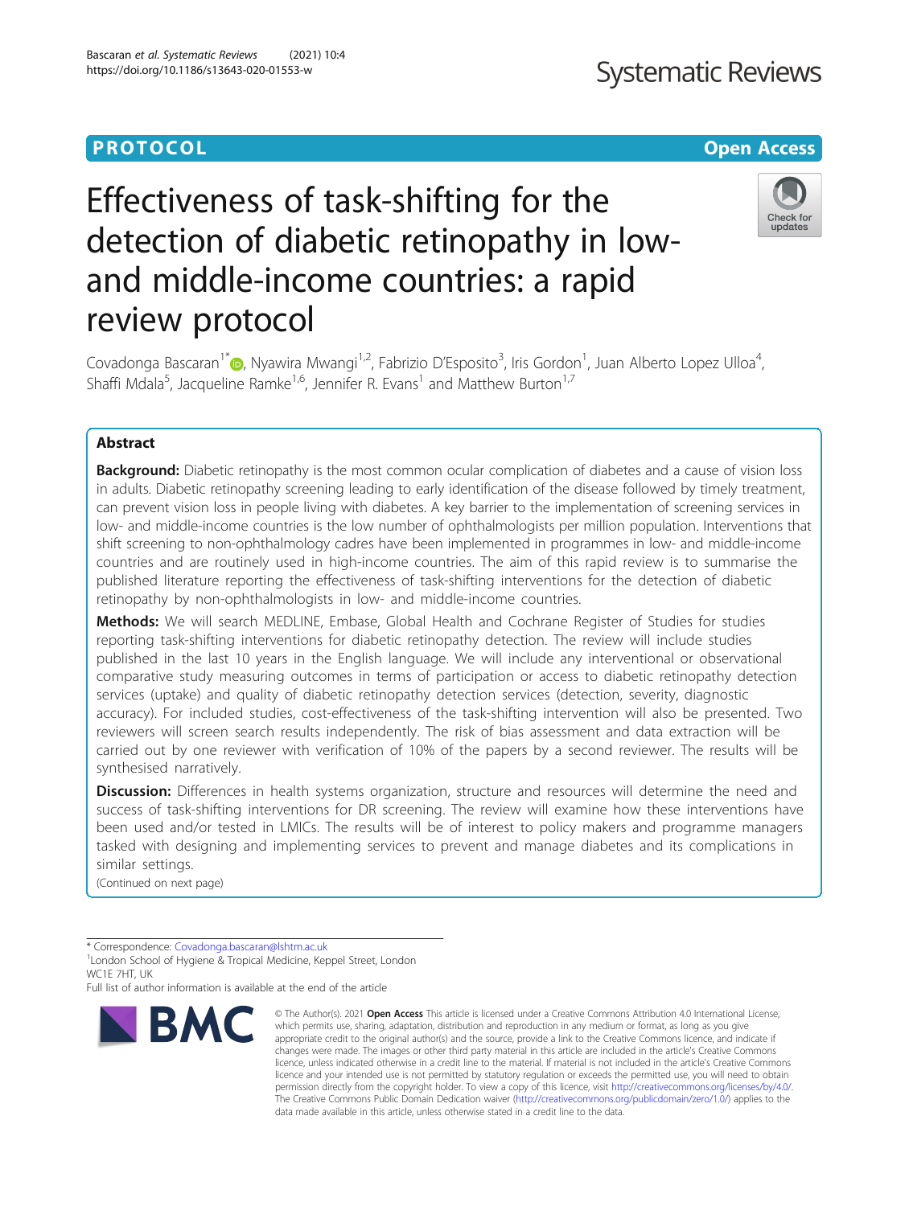PROTOCOL

Open Access

# Effectiveness of task-shifting for the detection of diabetic retinopathy in low-and middle-income countries: a rapid review protocol

Covadonga Bascaran[1*], Nyawira Mwangi[1,2], Fabrizio D'Esposito[3], Iris Gordon[1], Juan Alberto Lopez Ulloa[4], Shaffi Mdala[5], Jacqueline Ramke[1,6], Jennifer R. Evans[1] and Matthew Burton[1,7]

## Abstract

**Background:** Diabetic retinopathy is the most common ocular complication of diabetes and a cause of vision loss in adults. Diabetic retinopathy screening leading to early identification of the disease followed by timely treatment, can prevent vision loss in people living with diabetes. A key barrier to the implementation of screening services in low- and middle-income countries is the low number of ophthalmologists per million population. Interventions that shift screening to non-ophthalmology cadres have been implemented in programmes in low- and middle-income countries and are routinely used in high-income countries. The aim of this rapid review is to summarise the published literature reporting the effectiveness of task-shifting interventions for the detection of diabetic retinopathy by non-ophthalmologists in low- and middle-income countries.

**Methods:** We will search MEDLINE, Embase, Global Health and Cochrane Register of Studies for studies reporting task-shifting interventions for diabetic retinopathy detection. The review will include studies published in the last 10 years in the English language. We will include any interventional or observational comparative study measuring outcomes in terms of participation or access to diabetic retinopathy detection services (uptake) and quality of diabetic retinopathy detection services (detection, severity, diagnostic accuracy). For included studies, cost-effectiveness of the task-shifting intervention will also be presented. Two reviewers will screen search results independently. The risk of bias assessment and data extraction will be carried out by one reviewer with verification of 10% of the papers by a second reviewer. The results will be synthesised narratively.

**Discussion:** Differences in health systems organization, structure and resources will determine the need and success of task-shifting interventions for DR screening. The review will examine how these interventions have been used and/or tested in LMICs. The results will be of interest to policy makers and programme managers tasked with designing and implementing services to prevent and manage diabetes and its complications in similar settings.

(Continued on next page)

\* Correspondence: Covadonga.bascaran@lshtm.ac.uk

[1]London School of Hygiene & Tropical Medicine, Keppel Street, London WC1E 7HT, UK

Full list of author information is available at the end of the article

© The Author(s). 2021 **Open Access** This article is licensed under a Creative Commons Attribution 4.0 International License, which permits use, sharing, adaptation, distribution and reproduction in any medium or format, as long as you give appropriate credit to the original author(s) and the source, provide a link to the Creative Commons licence, and indicate if changes were made. The images or other third party material in this article are included in the article's Creative Commons licence, unless indicated otherwise in a credit line to the material. If material is not included in the article's Creative Commons licence and your intended use is not permitted by statutory regulation or exceeds the permitted use, you will need to obtain permission directly from the copyright holder. To view a copy of this licence, visit http://creativecommons.org/licenses/by/4.0/. The Creative Commons Public Domain Dedication waiver (http://creativecommons.org/publicdomain/zero/1.0/) applies to the data made available in this article, unless otherwise stated in a credit line to the data.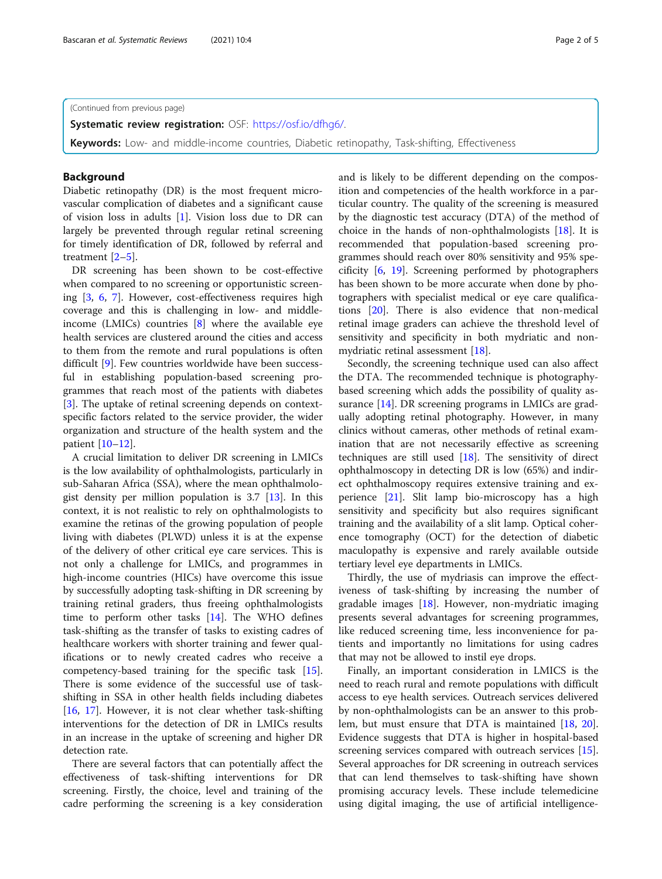(Continued from previous page)

**Systematic review registration:** OSF: https://osf.io/dfhg6/.

**Keywords:** Low- and middle-income countries, Diabetic retinopathy, Task-shifting, Effectiveness

## Background

Diabetic retinopathy (DR) is the most frequent microvascular complication of diabetes and a significant cause of vision loss in adults [1]. Vision loss due to DR can largely be prevented through regular retinal screening for timely identification of DR, followed by referral and treatment [2–5].

DR screening has been shown to be cost-effective when compared to no screening or opportunistic screening [3, 6, 7]. However, cost-effectiveness requires high coverage and this is challenging in low- and middle-income (LMICs) countries [8] where the available eye health services are clustered around the cities and access to them from the remote and rural populations is often difficult [9]. Few countries worldwide have been successful in establishing population-based screening programmes that reach most of the patients with diabetes [3]. The uptake of retinal screening depends on context-specific factors related to the service provider, the wider organization and structure of the health system and the patient [10–12].

A crucial limitation to deliver DR screening in LMICs is the low availability of ophthalmologists, particularly in sub-Saharan Africa (SSA), where the mean ophthalmologist density per million population is 3.7 [13]. In this context, it is not realistic to rely on ophthalmologists to examine the retinas of the growing population of people living with diabetes (PLWD) unless it is at the expense of the delivery of other critical eye care services. This is not only a challenge for LMICs, and programmes in high-income countries (HICs) have overcome this issue by successfully adopting task-shifting in DR screening by training retinal graders, thus freeing ophthalmologists time to perform other tasks [14]. The WHO defines task-shifting as the transfer of tasks to existing cadres of healthcare workers with shorter training and fewer qualifications or to newly created cadres who receive a competency-based training for the specific task [15]. There is some evidence of the successful use of task-shifting in SSA in other health fields including diabetes [16, 17]. However, it is not clear whether task-shifting interventions for the detection of DR in LMICs results in an increase in the uptake of screening and higher DR detection rate.

There are several factors that can potentially affect the effectiveness of task-shifting interventions for DR screening. Firstly, the choice, level and training of the cadre performing the screening is a key consideration and is likely to be different depending on the composition and competencies of the health workforce in a particular country. The quality of the screening is measured by the diagnostic test accuracy (DTA) of the method of choice in the hands of non-ophthalmologists [18]. It is recommended that population-based screening programmes should reach over 80% sensitivity and 95% specificity [6, 19]. Screening performed by photographers has been shown to be more accurate when done by photographers with specialist medical or eye care qualifications [20]. There is also evidence that non-medical retinal image graders can achieve the threshold level of sensitivity and specificity in both mydriatic and non-mydriatic retinal assessment [18].

Secondly, the screening technique used can also affect the DTA. The recommended technique is photography-based screening which adds the possibility of quality assurance [14]. DR screening programs in LMICs are gradually adopting retinal photography. However, in many clinics without cameras, other methods of retinal examination that are not necessarily effective as screening techniques are still used [18]. The sensitivity of direct ophthalmoscopy in detecting DR is low (65%) and indirect ophthalmoscopy requires extensive training and experience [21]. Slit lamp bio-microscopy has a high sensitivity and specificity but also requires significant training and the availability of a slit lamp. Optical coherence tomography (OCT) for the detection of diabetic maculopathy is expensive and rarely available outside tertiary level eye departments in LMICs.

Thirdly, the use of mydriasis can improve the effectiveness of task-shifting by increasing the number of gradable images [18]. However, non-mydriatic imaging presents several advantages for screening programmes, like reduced screening time, less inconvenience for patients and importantly no limitations for using cadres that may not be allowed to instil eye drops.

Finally, an important consideration in LMICS is the need to reach rural and remote populations with difficult access to eye health services. Outreach services delivered by non-ophthalmologists can be an answer to this problem, but must ensure that DTA is maintained [18, 20]. Evidence suggests that DTA is higher in hospital-based screening services compared with outreach services [15]. Several approaches for DR screening in outreach services that can lend themselves to task-shifting have shown promising accuracy levels. These include telemedicine using digital imaging, the use of artificial intelligence-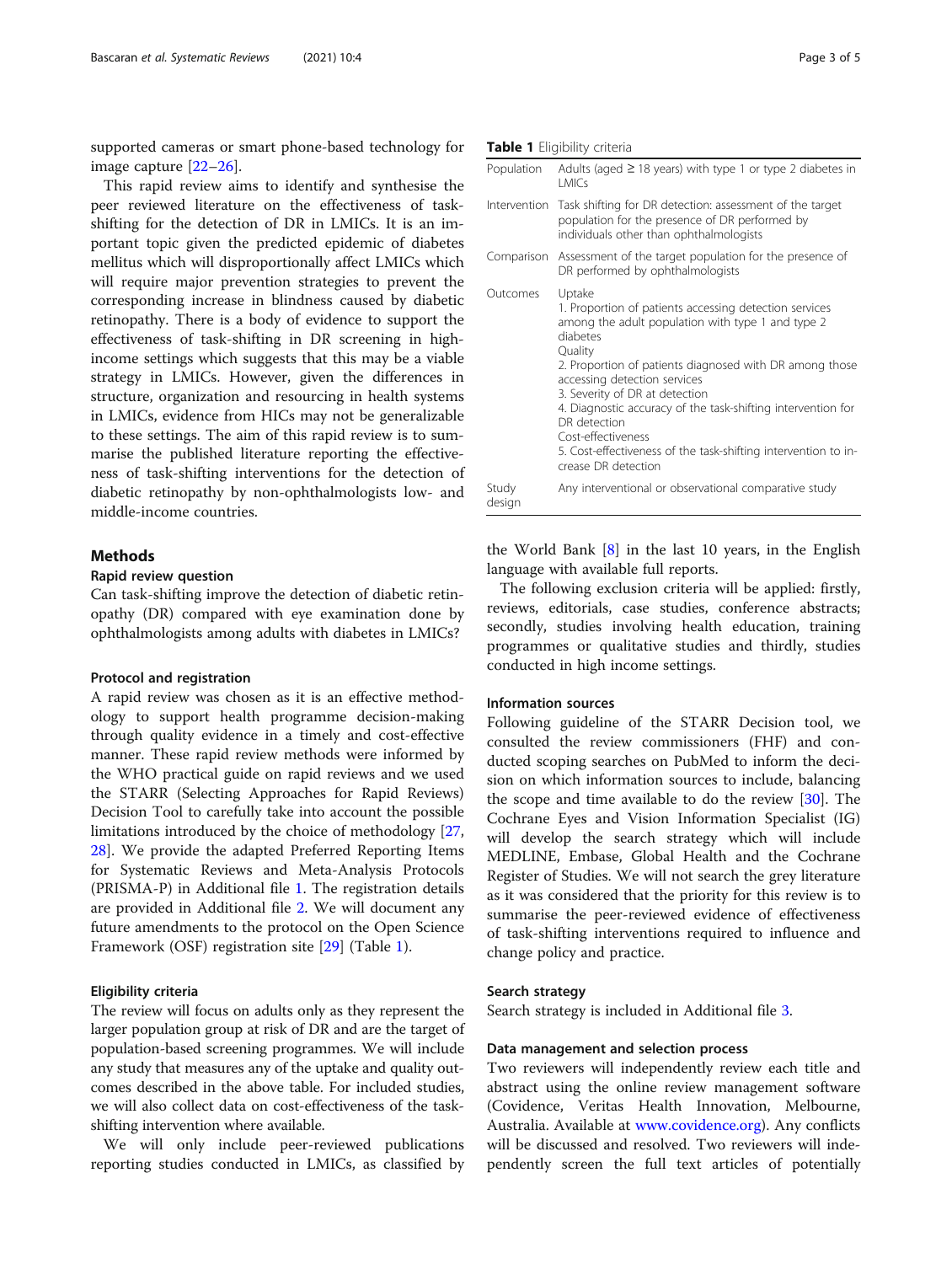supported cameras or smart phone-based technology for image capture [22–26].

This rapid review aims to identify and synthesise the peer reviewed literature on the effectiveness of task-shifting for the detection of DR in LMICs. It is an important topic given the predicted epidemic of diabetes mellitus which will disproportionally affect LMICs which will require major prevention strategies to prevent the corresponding increase in blindness caused by diabetic retinopathy. There is a body of evidence to support the effectiveness of task-shifting in DR screening in high-income settings which suggests that this may be a viable strategy in LMICs. However, given the differences in structure, organization and resourcing in health systems in LMICs, evidence from HICs may not be generalizable to these settings. The aim of this rapid review is to summarise the published literature reporting the effectiveness of task-shifting interventions for the detection of diabetic retinopathy by non-ophthalmologists low- and middle-income countries.

## Methods

### Rapid review question

Can task-shifting improve the detection of diabetic retinopathy (DR) compared with eye examination done by ophthalmologists among adults with diabetes in LMICs?

### Protocol and registration

A rapid review was chosen as it is an effective methodology to support health programme decision-making through quality evidence in a timely and cost-effective manner. These rapid review methods were informed by the WHO practical guide on rapid reviews and we used the STARR (Selecting Approaches for Rapid Reviews) Decision Tool to carefully take into account the possible limitations introduced by the choice of methodology [27, 28]. We provide the adapted Preferred Reporting Items for Systematic Reviews and Meta-Analysis Protocols (PRISMA-P) in Additional file 1. The registration details are provided in Additional file 2. We will document any future amendments to the protocol on the Open Science Framework (OSF) registration site [29] (Table 1).

### Eligibility criteria

The review will focus on adults only as they represent the larger population group at risk of DR and are the target of population-based screening programmes. We will include any study that measures any of the uptake and quality outcomes described in the above table. For included studies, we will also collect data on cost-effectiveness of the task-shifting intervention where available.

We will only include peer-reviewed publications reporting studies conducted in LMICs, as classified by the World Bank [8] in the last 10 years, in the English language with available full reports.

The following exclusion criteria will be applied: firstly, reviews, editorials, case studies, conference abstracts; secondly, studies involving health education, training programmes or qualitative studies and thirdly, studies conducted in high income settings.

**Table 1** Eligibility criteria

| | |
|---|---|
| Population | Adults (aged ≥ 18 years) with type 1 or type 2 diabetes in LMICs |
| Intervention | Task shifting for DR detection: assessment of the target population for the presence of DR performed by individuals other than ophthalmologists |
| Comparison | Assessment of the target population for the presence of DR performed by ophthalmologists |
| Outcomes | Uptake<br>1. Proportion of patients accessing detection services among the adult population with type 1 and type 2 diabetes<br>Quality<br>2. Proportion of patients diagnosed with DR among those accessing detection services<br>3. Severity of DR at detection<br>4. Diagnostic accuracy of the task-shifting intervention for DR detection<br>Cost-effectiveness<br>5. Cost-effectiveness of the task-shifting intervention to increase DR detection |
| Study design | Any interventional or observational comparative study |

### Information sources

Following guideline of the STARR Decision tool, we consulted the review commissioners (FHF) and conducted scoping searches on PubMed to inform the decision on which information sources to include, balancing the scope and time available to do the review [30]. The Cochrane Eyes and Vision Information Specialist (IG) will develop the search strategy which will include MEDLINE, Embase, Global Health and the Cochrane Register of Studies. We will not search the grey literature as it was considered that the priority for this review is to summarise the peer-reviewed evidence of effectiveness of task-shifting interventions required to influence and change policy and practice.

### Search strategy

Search strategy is included in Additional file 3.

### Data management and selection process

Two reviewers will independently review each title and abstract using the online review management software (Covidence, Veritas Health Innovation, Melbourne, Australia. Available at www.covidence.org). Any conflicts will be discussed and resolved. Two reviewers will independently screen the full text articles of potentially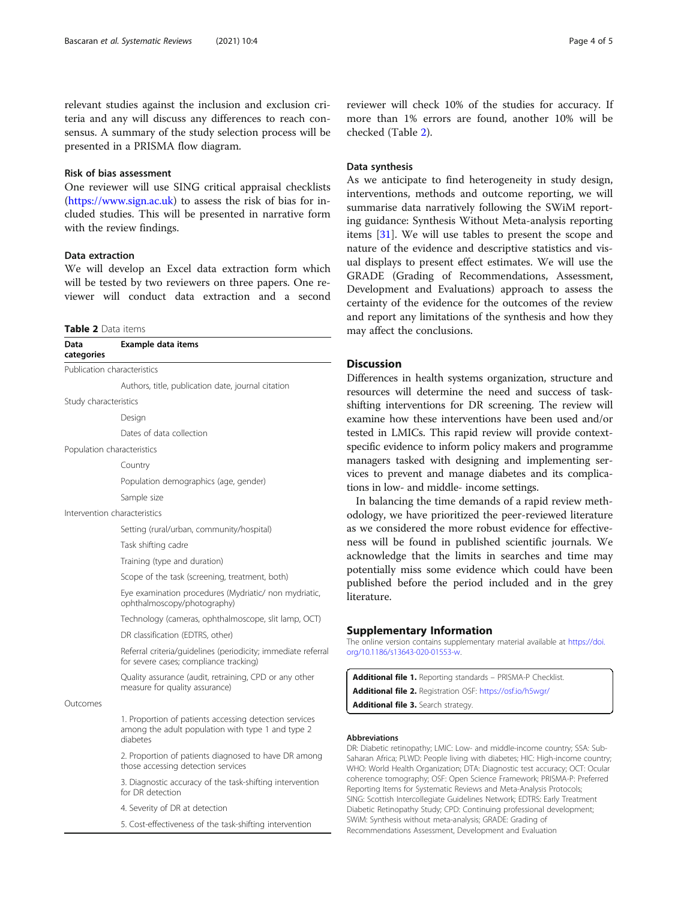relevant studies against the inclusion and exclusion criteria and any will discuss any differences to reach consensus. A summary of the study selection process will be presented in a PRISMA flow diagram.

### Risk of bias assessment

One reviewer will use SING critical appraisal checklists (https://www.sign.ac.uk) to assess the risk of bias for included studies. This will be presented in narrative form with the review findings.

### Data extraction

We will develop an Excel data extraction form which will be tested by two reviewers on three papers. One reviewer will conduct data extraction and a second reviewer will check 10% of the studies for accuracy. If more than 1% errors are found, another 10% will be checked (Table 2).

**Table 2** Data items

| Data categories | Example data items |
|---|---|
| Publication characteristics | |
| | Authors, title, publication date, journal citation |
| Study characteristics | |
| | Design |
| | Dates of data collection |
| Population characteristics | |
| | Country |
| | Population demographics (age, gender) |
| | Sample size |
| Intervention characteristics | |
| | Setting (rural/urban, community/hospital) |
| | Task shifting cadre |
| | Training (type and duration) |
| | Scope of the task (screening, treatment, both) |
| | Eye examination procedures (Mydriatic/ non mydriatic, ophthalmoscopy/photography) |
| | Technology (cameras, ophthalmoscope, slit lamp, OCT) |
| | DR classification (EDTRS, other) |
| | Referral criteria/guidelines (periodicity; immediate referral for severe cases; compliance tracking) |
| | Quality assurance (audit, retraining, CPD or any other measure for quality assurance) |
| Outcomes | |
| | 1. Proportion of patients accessing detection services among the adult population with type 1 and type 2 diabetes |
| | 2. Proportion of patients diagnosed to have DR among those accessing detection services |
| | 3. Diagnostic accuracy of the task-shifting intervention for DR detection |
| | 4. Severity of DR at detection |
| | 5. Cost-effectiveness of the task-shifting intervention |

### Data synthesis

As we anticipate to find heterogeneity in study design, interventions, methods and outcome reporting, we will summarise data narratively following the SWiM reporting guidance: Synthesis Without Meta-analysis reporting items [31]. We will use tables to present the scope and nature of the evidence and descriptive statistics and visual displays to present effect estimates. We will use the GRADE (Grading of Recommendations, Assessment, Development and Evaluations) approach to assess the certainty of the evidence for the outcomes of the review and report any limitations of the synthesis and how they may affect the conclusions.

## Discussion

Differences in health systems organization, structure and resources will determine the need and success of task-shifting interventions for DR screening. The review will examine how these interventions have been used and/or tested in LMICs. This rapid review will provide context-specific evidence to inform policy makers and programme managers tasked with designing and implementing services to prevent and manage diabetes and its complications in low- and middle- income settings.

In balancing the time demands of a rapid review methodology, we have prioritized the peer-reviewed literature as we considered the more robust evidence for effectiveness will be found in published scientific journals. We acknowledge that the limits in searches and time may potentially miss some evidence which could have been published before the period included and in the grey literature.

## Supplementary Information

The online version contains supplementary material available at https://doi.org/10.1186/s13643-020-01553-w.

**Additional file 1.** Reporting standards – PRISMA-P Checklist.
**Additional file 2.** Registration OSF: https://osf.io/h5wgr/
**Additional file 3.** Search strategy.

#### Abbreviations

DR: Diabetic retinopathy; LMIC: Low- and middle-income country; SSA: Sub-Saharan Africa; PLWD: People living with diabetes; HIC: High-income country; WHO: World Health Organization; DTA: Diagnostic test accuracy; OCT: Ocular coherence tomography; OSF: Open Science Framework; PRISMA-P: Preferred Reporting Items for Systematic Reviews and Meta-Analysis Protocols; SING: Scottish Intercollegiate Guidelines Network; EDTRS: Early Treatment Diabetic Retinopathy Study; CPD: Continuing professional development; SWiM: Synthesis without meta-analysis; GRADE: Grading of Recommendations Assessment, Development and Evaluation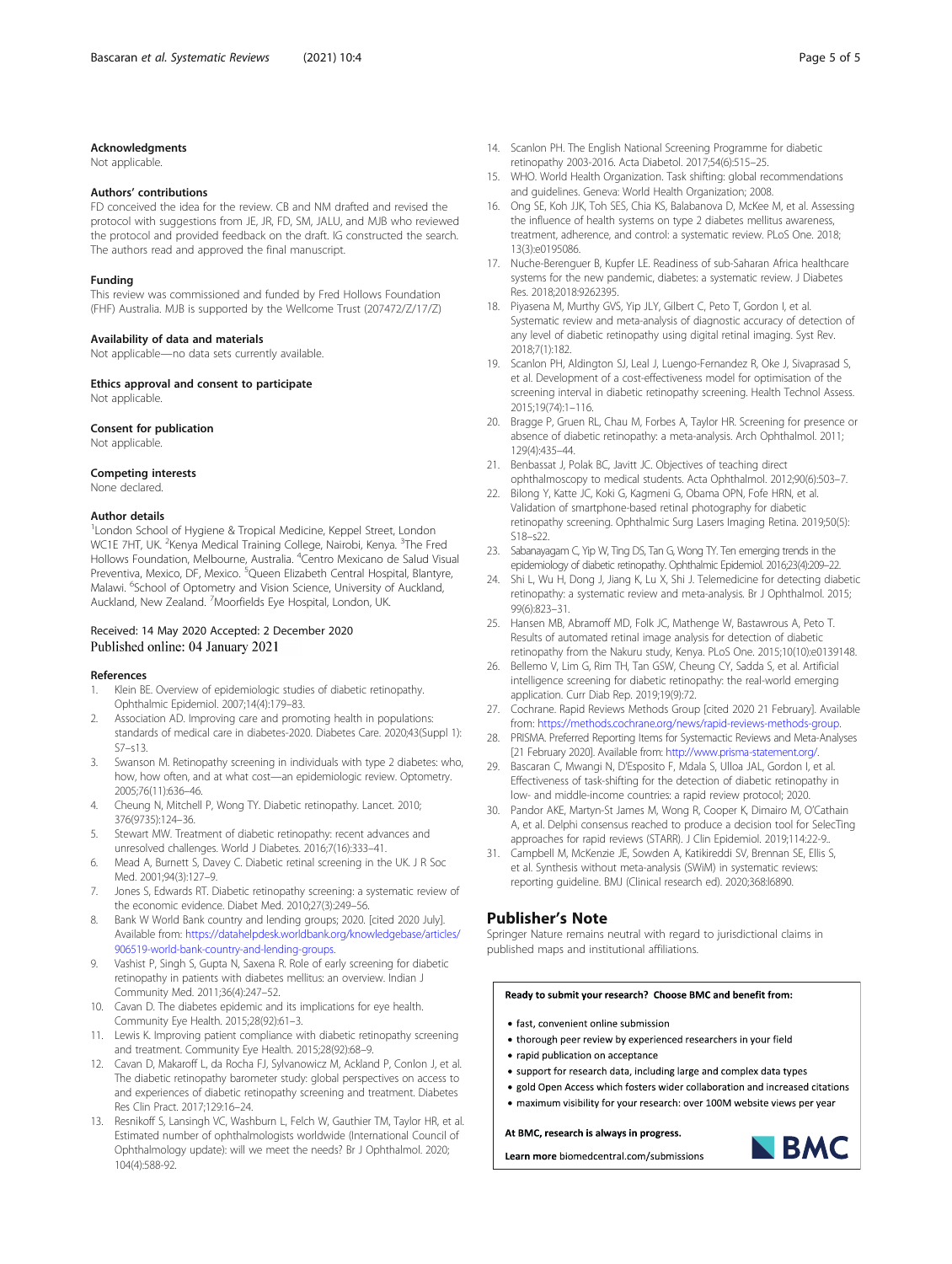### Acknowledgments

Not applicable.

### Authors' contributions

FD conceived the idea for the review. CB and NM drafted and revised the protocol with suggestions from JE, JR, FD, SM, JALU, and MJB who reviewed the protocol and provided feedback on the draft. IG constructed the search. The authors read and approved the final manuscript.

### Funding

This review was commissioned and funded by Fred Hollows Foundation (FHF) Australia. MJB is supported by the Wellcome Trust (207472/Z/17/Z)

### Availability of data and materials

Not applicable—no data sets currently available.

### Ethics approval and consent to participate

Not applicable.

### Consent for publication

Not applicable.

### Competing interests

None declared.

### Author details

[1]London School of Hygiene & Tropical Medicine, Keppel Street, London WC1E 7HT, UK. [2]Kenya Medical Training College, Nairobi, Kenya. [3]The Fred Hollows Foundation, Melbourne, Australia. [4]Centro Mexicano de Salud Visual Preventiva, Mexico, DF, Mexico. [5]Queen Elizabeth Central Hospital, Blantyre, Malawi. [6]School of Optometry and Vision Science, University of Auckland, Auckland, New Zealand. [7]Moorfields Eye Hospital, London, UK.

Received: 14 May 2020 Accepted: 2 December 2020
Published online: 04 January 2021

### References

1. Klein BE. Overview of epidemiologic studies of diabetic retinopathy. Ophthalmic Epidemiol. 2007;14(4):179–83.
2. Association AD. Improving care and promoting health in populations: standards of medical care in diabetes-2020. Diabetes Care. 2020;43(Suppl 1): S7–s13.
3. Swanson M. Retinopathy screening in individuals with type 2 diabetes: who, how, how often, and at what cost—an epidemiologic review. Optometry. 2005;76(11):636–46.
4. Cheung N, Mitchell P, Wong TY. Diabetic retinopathy. Lancet. 2010; 376(9735):124–36.
5. Stewart MW. Treatment of diabetic retinopathy: recent advances and unresolved challenges. World J Diabetes. 2016;7(16):333–41.
6. Mead A, Burnett S, Davey C. Diabetic retinal screening in the UK. J R Soc Med. 2001;94(3):127–9.
7. Jones S, Edwards RT. Diabetic retinopathy screening: a systematic review of the economic evidence. Diabet Med. 2010;27(3):249–56.
8. Bank W World Bank country and lending groups; 2020. [cited 2020 July]. Available from: https://datahelpdesk.worldbank.org/knowledgebase/articles/906519-world-bank-country-and-lending-groups.
9. Vashist P, Singh S, Gupta N, Saxena R. Role of early screening for diabetic retinopathy in patients with diabetes mellitus: an overview. Indian J Community Med. 2011;36(4):247–52.
10. Cavan D. The diabetes epidemic and its implications for eye health. Community Eye Health. 2015;28(92):61–3.
11. Lewis K. Improving patient compliance with diabetic retinopathy screening and treatment. Community Eye Health. 2015;28(92):68–9.
12. Cavan D, Makaroff L, da Rocha FJ, Sylvanowicz M, Ackland P, Conlon J, et al. The diabetic retinopathy barometer study: global perspectives on access to and experiences of diabetic retinopathy screening and treatment. Diabetes Res Clin Pract. 2017;129:16–24.
13. Resnikoff S, Lansingh VC, Washburn L, Felch W, Gauthier TM, Taylor HR, et al. Estimated number of ophthalmologists worldwide (International Council of Ophthalmology update): will we meet the needs? Br J Ophthalmol. 2020; 104(4):588-92.
14. Scanlon PH. The English National Screening Programme for diabetic retinopathy 2003-2016. Acta Diabetol. 2017;54(6):515–25.
15. WHO. World Health Organization. Task shifting: global recommendations and guidelines. Geneva: World Health Organization; 2008.
16. Ong SE, Koh JJK, Toh SES, Chia KS, Balabanova D, McKee M, et al. Assessing the influence of health systems on type 2 diabetes mellitus awareness, treatment, adherence, and control: a systematic review. PLoS One. 2018; 13(3):e0195086.
17. Nuche-Berenguer B, Kupfer LE. Readiness of sub-Saharan Africa healthcare systems for the new pandemic, diabetes: a systematic review. J Diabetes Res. 2018;2018:9262395.
18. Piyasena M, Murthy GVS, Yip JLY, Gilbert C, Peto T, Gordon I, et al. Systematic review and meta-analysis of diagnostic accuracy of detection of any level of diabetic retinopathy using digital retinal imaging. Syst Rev. 2018;7(1):182.
19. Scanlon PH, Aldington SJ, Leal J, Luengo-Fernandez R, Oke J, Sivaprasad S, et al. Development of a cost-effectiveness model for optimisation of the screening interval in diabetic retinopathy screening. Health Technol Assess. 2015;19(74):1–116.
20. Bragge P, Gruen RL, Chau M, Forbes A, Taylor HR. Screening for presence or absence of diabetic retinopathy: a meta-analysis. Arch Ophthalmol. 2011; 129(4):435–44.
21. Benbassat J, Polak BC, Javitt JC. Objectives of teaching direct ophthalmoscopy to medical students. Acta Ophthalmol. 2012;90(6):503–7.
22. Bilong Y, Katte JC, Koki G, Kagmeni G, Obama OPN, Fofe HRN, et al. Validation of smartphone-based retinal photography for diabetic retinopathy screening. Ophthalmic Surg Lasers Imaging Retina. 2019;50(5): S18–s22.
23. Sabanayagam C, Yip W, Ting DS, Tan G, Wong TY. Ten emerging trends in the epidemiology of diabetic retinopathy. Ophthalmic Epidemiol. 2016;23(4):209–22.
24. Shi L, Wu H, Dong J, Jiang K, Lu X, Shi J. Telemedicine for detecting diabetic retinopathy: a systematic review and meta-analysis. Br J Ophthalmol. 2015; 99(6):823–31.
25. Hansen MB, Abramoff MD, Folk JC, Mathenge W, Bastawrous A, Peto T. Results of automated retinal image analysis for detection of diabetic retinopathy from the Nakuru study, Kenya. PLoS One. 2015;10(10):e0139148.
26. Bellemo V, Lim G, Rim TH, Tan GSW, Cheung CY, Sadda S, et al. Artificial intelligence screening for diabetic retinopathy: the real-world emerging application. Curr Diab Rep. 2019;19(9):72.
27. Cochrane. Rapid Reviews Methods Group [cited 2020 21 February]. Available from: https://methods.cochrane.org/news/rapid-reviews-methods-group.
28. PRISMA. Preferred Reporting Items for Systematic Reviews and Meta-Analyses [21 February 2020]. Available from: http://www.prisma-statement.org/.
29. Bascaran C, Mwangi N, D'Esposito F, Mdala S, Ulloa JAL, Gordon I, et al. Effectiveness of task-shifting for the detection of diabetic retinopathy in low- and middle-income countries: a rapid review protocol; 2020.
30. Pandor AKE, Martyn-St James M, Wong R, Cooper K, Dimairo M, O'Cathain A, et al. Delphi consensus reached to produce a decision tool for SelecTing approaches for rapid reviews (STARR). J Clin Epidemiol. 2019;114:22-9..
31. Campbell M, McKenzie JE, Sowden A, Katikireddi SV, Brennan SE, Ellis S, et al. Synthesis without meta-analysis (SWiM) in systematic reviews: reporting guideline. BMJ (Clinical research ed). 2020;368:l6890.

## Publisher's Note

Springer Nature remains neutral with regard to jurisdictional claims in published maps and institutional affiliations.

**Ready to submit your research? Choose BMC and benefit from:**

- fast, convenient online submission
- thorough peer review by experienced researchers in your field
- rapid publication on acceptance
- support for research data, including large and complex data types
- gold Open Access which fosters wider collaboration and increased citations
- maximum visibility for your research: over 100M website views per year

**At BMC, research is always in progress.**

**Learn more** biomedcentral.com/submissions

BMC